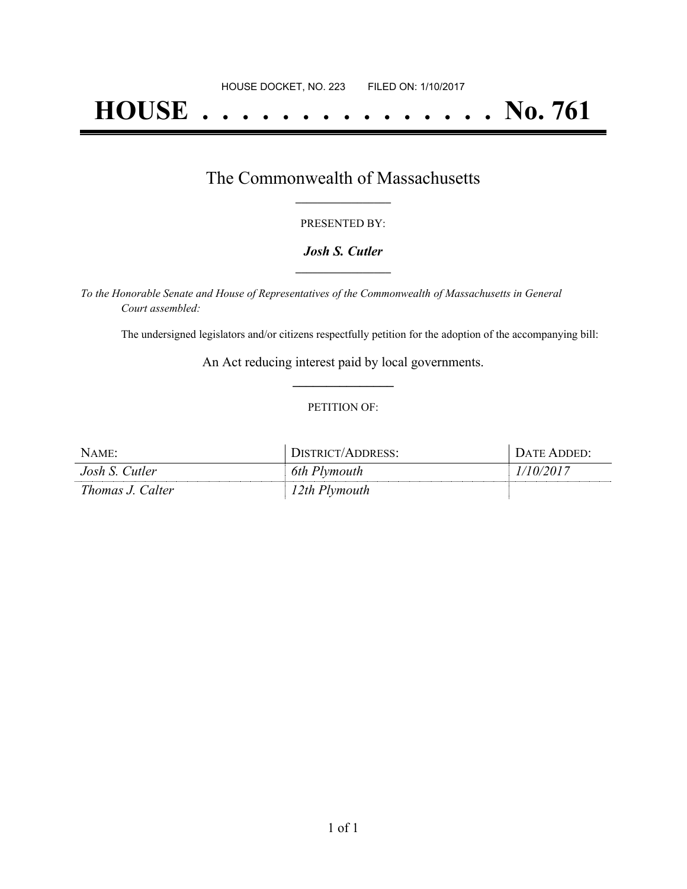HOUSE DOCKET, NO. 223        FILED ON: 1/10/2017

# HOUSE . . . . . . . . . . . . . . . No. 761

## The Commonwealth of Massachusetts

PRESENTED BY:

***Josh S. Cutler***

*To the Honorable Senate and House of Representatives of the Commonwealth of Massachusetts in General Court assembled:*

The undersigned legislators and/or citizens respectfully petition for the adoption of the accompanying bill:

An Act reducing interest paid by local governments.

PETITION OF:

| NAME: | DISTRICT/ADDRESS: | DATE ADDED: |
| --- | --- | --- |
| *Josh S. Cutler* | *6th Plymouth* | *1/10/2017* |
| *Thomas J. Calter* | *12th Plymouth* | |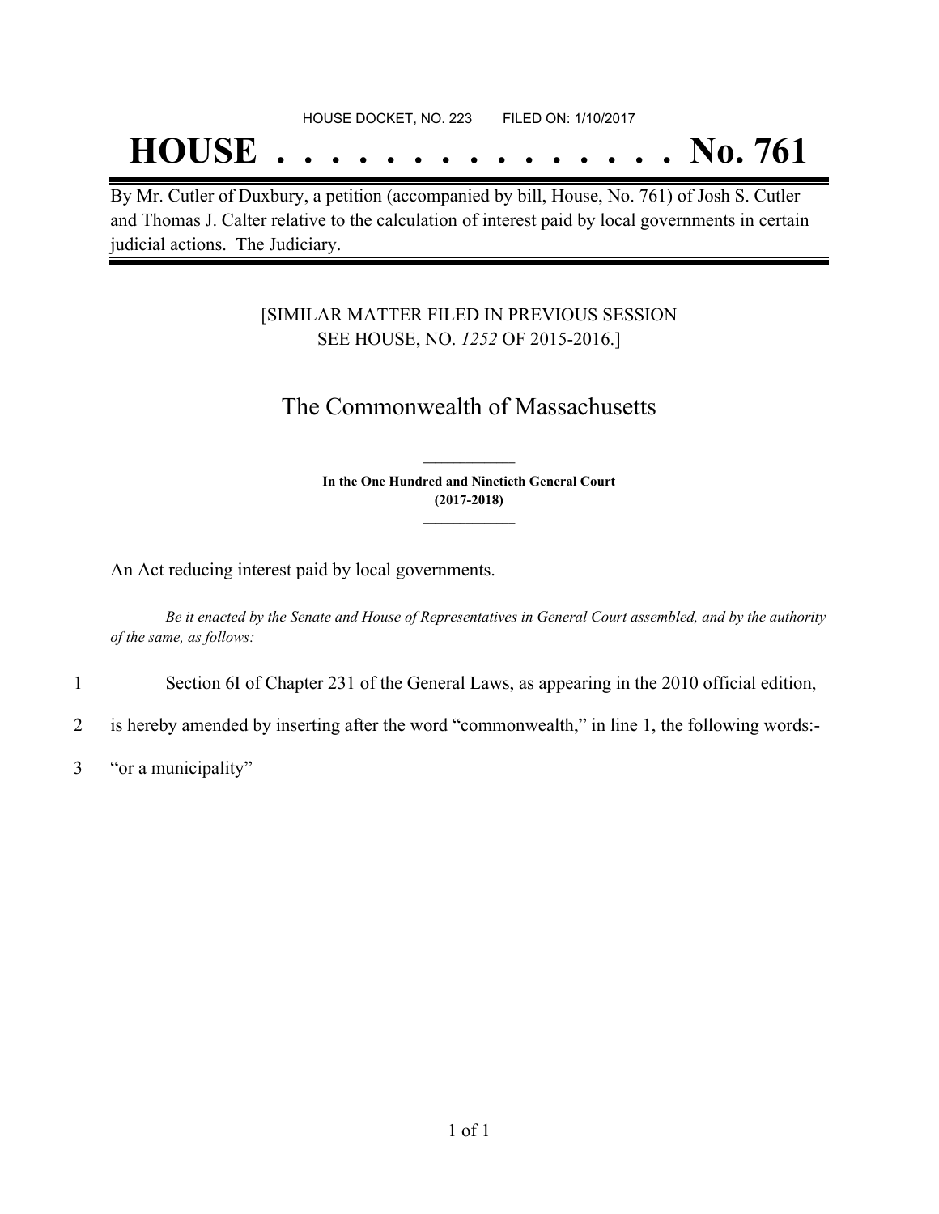HOUSE DOCKET, NO. 223 FILED ON: 1/10/2017

# HOUSE . . . . . . . . . . . . . . . No. 761

By Mr. Cutler of Duxbury, a petition (accompanied by bill, House, No. 761) of Josh S. Cutler and Thomas J. Calter relative to the calculation of interest paid by local governments in certain judicial actions. The Judiciary.

[SIMILAR MATTER FILED IN PREVIOUS SESSION
SEE HOUSE, NO. *1252* OF 2015-2016.]

## The Commonwealth of Massachusetts

**In the One Hundred and Ninetieth General Court**
**(2017-2018)**

An Act reducing interest paid by local governments.

*Be it enacted by the Senate and House of Representatives in General Court assembled, and by the authority of the same, as follows:*

1 Section 6I of Chapter 231 of the General Laws, as appearing in the 2010 official edition,
2 is hereby amended by inserting after the word "commonwealth," in line 1, the following words:-
3 "or a municipality"